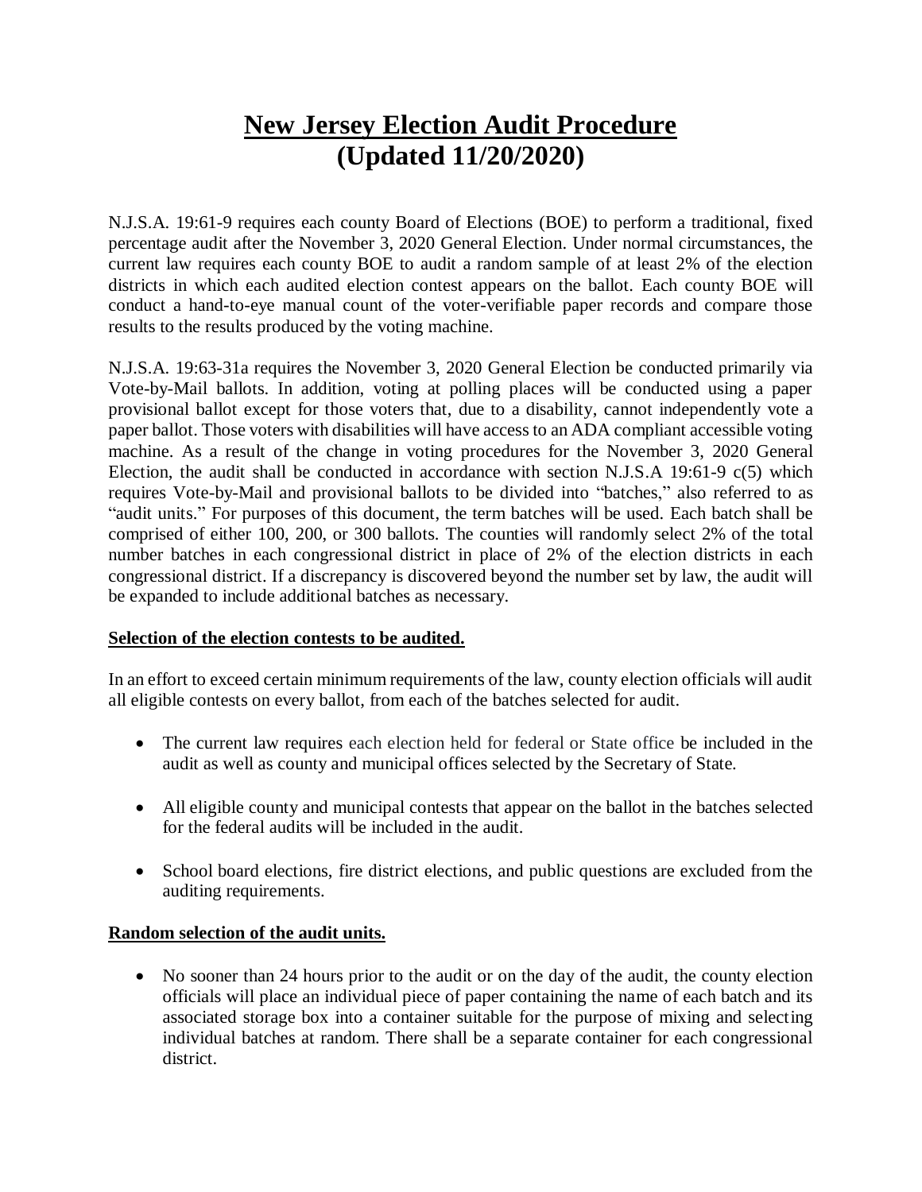# New Jersey Election Audit Procedure
# (Updated 11/20/2020)

N.J.S.A. 19:61-9 requires each county Board of Elections (BOE) to perform a traditional, fixed percentage audit after the November 3, 2020 General Election. Under normal circumstances, the current law requires each county BOE to audit a random sample of at least 2% of the election districts in which each audited election contest appears on the ballot. Each county BOE will conduct a hand-to-eye manual count of the voter-verifiable paper records and compare those results to the results produced by the voting machine.

N.J.S.A. 19:63-31a requires the November 3, 2020 General Election be conducted primarily via Vote-by-Mail ballots. In addition, voting at polling places will be conducted using a paper provisional ballot except for those voters that, due to a disability, cannot independently vote a paper ballot. Those voters with disabilities will have access to an ADA compliant accessible voting machine. As a result of the change in voting procedures for the November 3, 2020 General Election, the audit shall be conducted in accordance with section N.J.S.A 19:61-9 c(5) which requires Vote-by-Mail and provisional ballots to be divided into "batches," also referred to as "audit units." For purposes of this document, the term batches will be used. Each batch shall be comprised of either 100, 200, or 300 ballots. The counties will randomly select 2% of the total number batches in each congressional district in place of 2% of the election districts in each congressional district. If a discrepancy is discovered beyond the number set by law, the audit will be expanded to include additional batches as necessary.

**Selection of the election contests to be audited.**

In an effort to exceed certain minimum requirements of the law, county election officials will audit all eligible contests on every ballot, from each of the batches selected for audit.

- The current law requires each election held for federal or State office be included in the audit as well as county and municipal offices selected by the Secretary of State.
- All eligible county and municipal contests that appear on the ballot in the batches selected for the federal audits will be included in the audit.
- School board elections, fire district elections, and public questions are excluded from the auditing requirements.

**Random selection of the audit units.**

- No sooner than 24 hours prior to the audit or on the day of the audit, the county election officials will place an individual piece of paper containing the name of each batch and its associated storage box into a container suitable for the purpose of mixing and selecting individual batches at random. There shall be a separate container for each congressional district.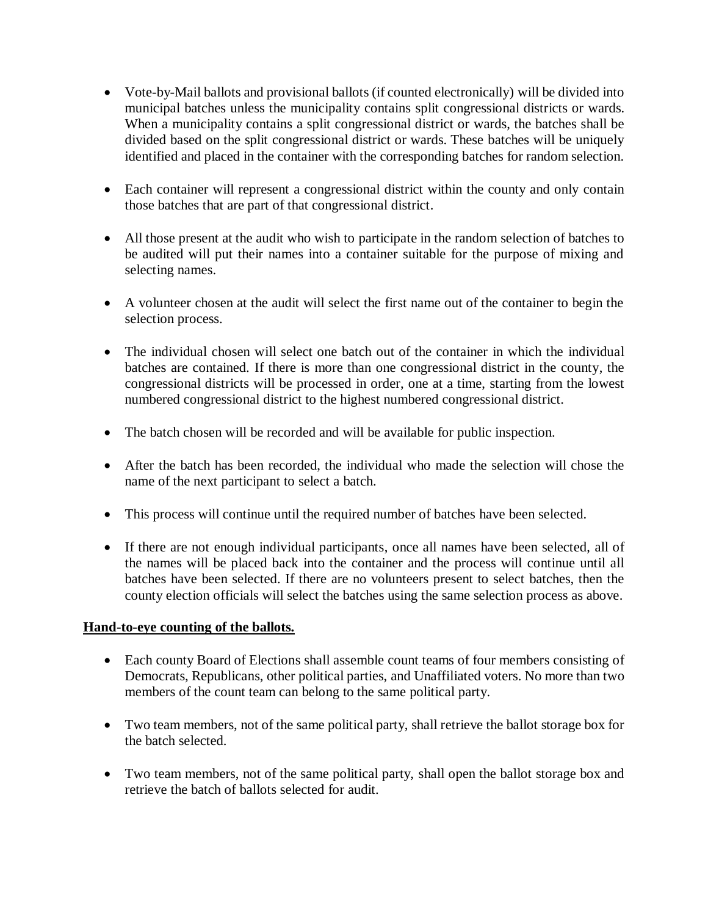- Vote-by-Mail ballots and provisional ballots (if counted electronically) will be divided into municipal batches unless the municipality contains split congressional districts or wards. When a municipality contains a split congressional district or wards, the batches shall be divided based on the split congressional district or wards. These batches will be uniquely identified and placed in the container with the corresponding batches for random selection.

- Each container will represent a congressional district within the county and only contain those batches that are part of that congressional district.

- All those present at the audit who wish to participate in the random selection of batches to be audited will put their names into a container suitable for the purpose of mixing and selecting names.

- A volunteer chosen at the audit will select the first name out of the container to begin the selection process.

- The individual chosen will select one batch out of the container in which the individual batches are contained. If there is more than one congressional district in the county, the congressional districts will be processed in order, one at a time, starting from the lowest numbered congressional district to the highest numbered congressional district.

- The batch chosen will be recorded and will be available for public inspection.

- After the batch has been recorded, the individual who made the selection will chose the name of the next participant to select a batch.

- This process will continue until the required number of batches have been selected.

- If there are not enough individual participants, once all names have been selected, all of the names will be placed back into the container and the process will continue until all batches have been selected. If there are no volunteers present to select batches, then the county election officials will select the batches using the same selection process as above.

**Hand-to-eye counting of the ballots.**

- Each county Board of Elections shall assemble count teams of four members consisting of Democrats, Republicans, other political parties, and Unaffiliated voters. No more than two members of the count team can belong to the same political party.

- Two team members, not of the same political party, shall retrieve the ballot storage box for the batch selected.

- Two team members, not of the same political party, shall open the ballot storage box and retrieve the batch of ballots selected for audit.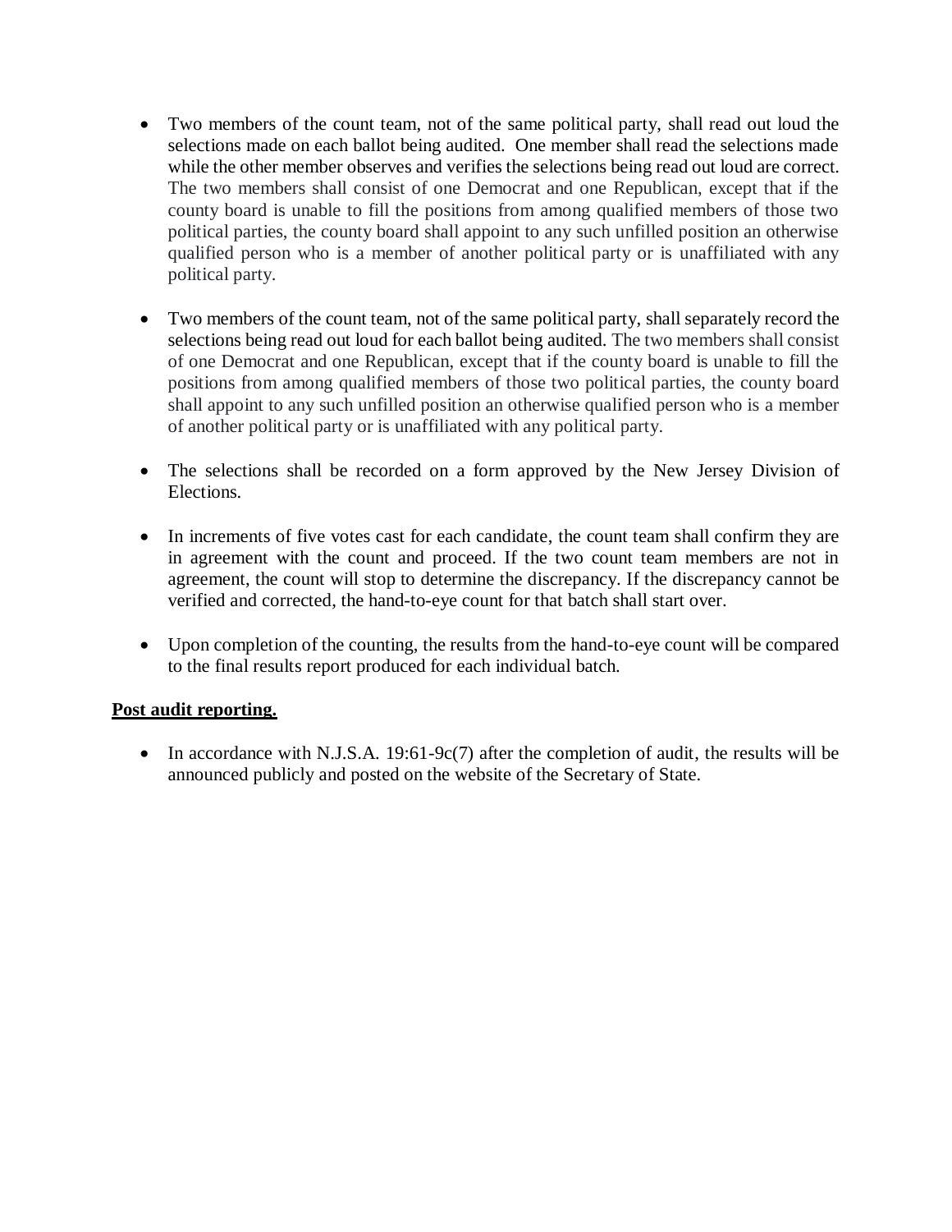- Two members of the count team, not of the same political party, shall read out loud the selections made on each ballot being audited. One member shall read the selections made while the other member observes and verifies the selections being read out loud are correct. The two members shall consist of one Democrat and one Republican, except that if the county board is unable to fill the positions from among qualified members of those two political parties, the county board shall appoint to any such unfilled position an otherwise qualified person who is a member of another political party or is unaffiliated with any political party.

- Two members of the count team, not of the same political party, shall separately record the selections being read out loud for each ballot being audited. The two members shall consist of one Democrat and one Republican, except that if the county board is unable to fill the positions from among qualified members of those two political parties, the county board shall appoint to any such unfilled position an otherwise qualified person who is a member of another political party or is unaffiliated with any political party.

- The selections shall be recorded on a form approved by the New Jersey Division of Elections.

- In increments of five votes cast for each candidate, the count team shall confirm they are in agreement with the count and proceed. If the two count team members are not in agreement, the count will stop to determine the discrepancy. If the discrepancy cannot be verified and corrected, the hand-to-eye count for that batch shall start over.

- Upon completion of the counting, the results from the hand-to-eye count will be compared to the final results report produced for each individual batch.

**<u>Post audit reporting.</u>**

- In accordance with N.J.S.A. 19:61-9c(7) after the completion of audit, the results will be announced publicly and posted on the website of the Secretary of State.